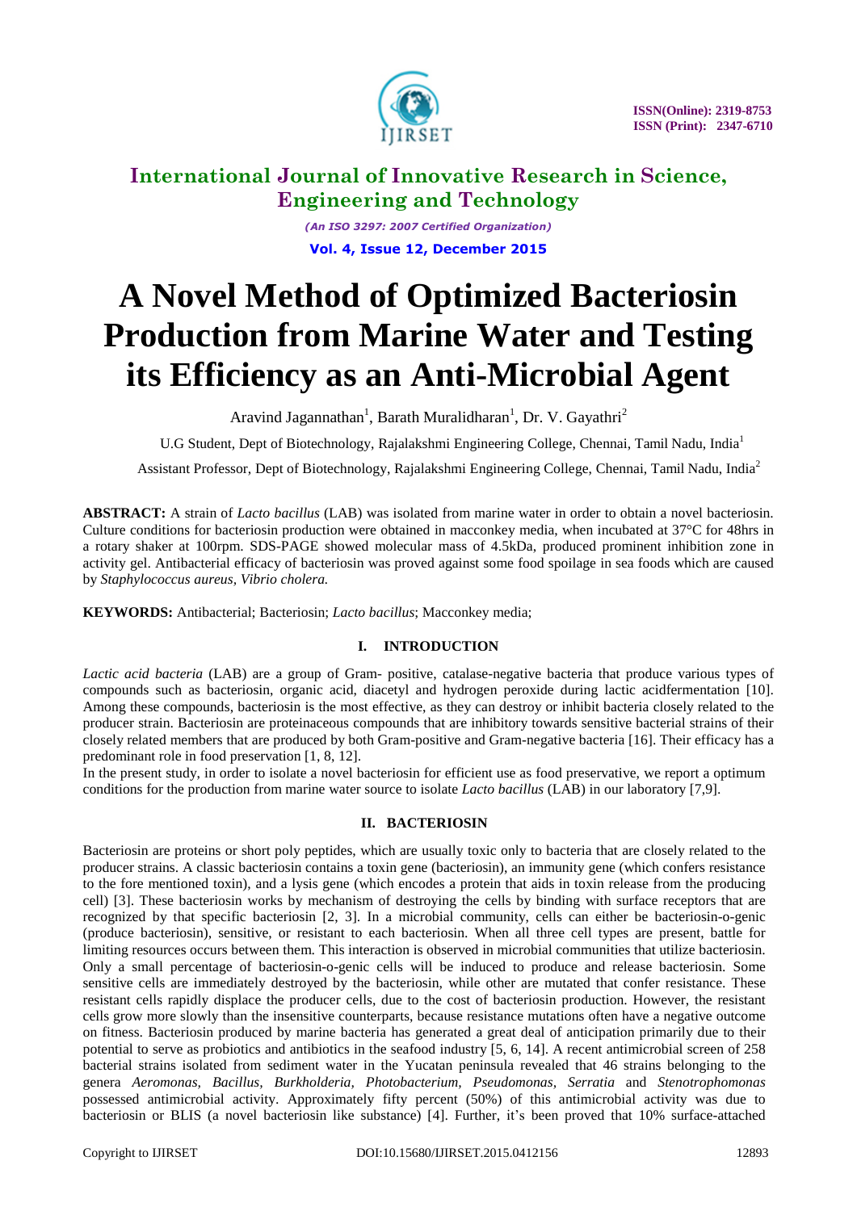# A Novel Method of Optimized Bacteriosin Production from Marine Water and Testing its Efficiency as an Anti-Microbial Agent

Aravind Jagannathan[1], Barath Muralidharan[1], Dr. V. Gayathri[2]

U.G Student, Dept of Biotechnology, Rajalakshmi Engineering College, Chennai, Tamil Nadu, India[1]

Assistant Professor, Dept of Biotechnology, Rajalakshmi Engineering College, Chennai, Tamil Nadu, India[2]

**ABSTRACT:** A strain of *Lacto bacillus* (LAB) was isolated from marine water in order to obtain a novel bacteriosin. Culture conditions for bacteriosin production were obtained in macconkey media, when incubated at 37°C for 48hrs in a rotary shaker at 100rpm. SDS-PAGE showed molecular mass of 4.5kDa, produced prominent inhibition zone in activity gel. Antibacterial efficacy of bacteriosin was proved against some food spoilage in sea foods which are caused by *Staphylococcus aureus, Vibrio cholera.*

**KEYWORDS:** Antibacterial; Bacteriosin; *Lacto bacillus*; Macconkey media;

## I. INTRODUCTION

*Lactic acid bacteria* (LAB) are a group of Gram- positive, catalase-negative bacteria that produce various types of compounds such as bacteriosin, organic acid, diacetyl and hydrogen peroxide during lactic acidfermentation [10]. Among these compounds, bacteriosin is the most effective, as they can destroy or inhibit bacteria closely related to the producer strain. Bacteriosin are proteinaceous compounds that are inhibitory towards sensitive bacterial strains of their closely related members that are produced by both Gram-positive and Gram-negative bacteria [16]. Their efficacy has a predominant role in food preservation [1, 8, 12].

In the present study, in order to isolate a novel bacteriosin for efficient use as food preservative, we report a optimum conditions for the production from marine water source to isolate *Lacto bacillus* (LAB) in our laboratory [7,9].

## II. BACTERIOSIN

Bacteriosin are proteins or short poly peptides, which are usually toxic only to bacteria that are closely related to the producer strains. A classic bacteriosin contains a toxin gene (bacteriosin), an immunity gene (which confers resistance to the fore mentioned toxin), and a lysis gene (which encodes a protein that aids in toxin release from the producing cell) [3]. These bacteriosin works by mechanism of destroying the cells by binding with surface receptors that are recognized by that specific bacteriosin [2, 3]. In a microbial community, cells can either be bacteriosin-o-genic (produce bacteriosin), sensitive, or resistant to each bacteriosin. When all three cell types are present, battle for limiting resources occurs between them. This interaction is observed in microbial communities that utilize bacteriosin. Only a small percentage of bacteriosin-o-genic cells will be induced to produce and release bacteriosin. Some sensitive cells are immediately destroyed by the bacteriosin, while other are mutated that confer resistance. These resistant cells rapidly displace the producer cells, due to the cost of bacteriosin production. However, the resistant cells grow more slowly than the insensitive counterparts, because resistance mutations often have a negative outcome on fitness. Bacteriosin produced by marine bacteria has generated a great deal of anticipation primarily due to their potential to serve as probiotics and antibiotics in the seafood industry [5, 6, 14]. A recent antimicrobial screen of 258 bacterial strains isolated from sediment water in the Yucatan peninsula revealed that 46 strains belonging to the genera *Aeromonas, Bacillus, Burkholderia, Photobacterium, Pseudomonas, Serratia* and *Stenotrophomonas* possessed antimicrobial activity. Approximately fifty percent (50%) of this antimicrobial activity was due to bacteriosin or BLIS (a novel bacteriosin like substance) [4]. Further, it's been proved that 10% surface-attached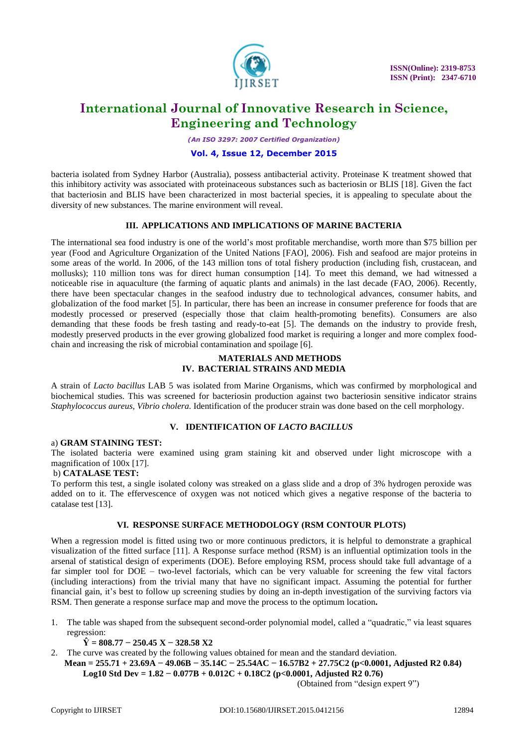bacteria isolated from Sydney Harbor (Australia), possess antibacterial activity. Proteinase K treatment showed that this inhibitory activity was associated with proteinaceous substances such as bacteriosin or BLIS [18]. Given the fact that bacteriosin and BLIS have been characterized in most bacterial species, it is appealing to speculate about the diversity of new substances. The marine environment will reveal.

## III. APPLICATIONS AND IMPLICATIONS OF MARINE BACTERIA

The international sea food industry is one of the world's most profitable merchandise, worth more than \$75 billion per year (Food and Agriculture Organization of the United Nations [FAO], 2006). Fish and seafood are major proteins in some areas of the world. In 2006, of the 143 million tons of total fishery production (including fish, crustacean, and mollusks); 110 million tons was for direct human consumption [14]. To meet this demand, we had witnessed a noticeable rise in aquaculture (the farming of aquatic plants and animals) in the last decade (FAO, 2006). Recently, there have been spectacular changes in the seafood industry due to technological advances, consumer habits, and globalization of the food market [5]. In particular, there has been an increase in consumer preference for foods that are modestly processed or preserved (especially those that claim health-promoting benefits). Consumers are also demanding that these foods be fresh tasting and ready-to-eat [5]. The demands on the industry to provide fresh, modestly preserved products in the ever growing globalized food market is requiring a longer and more complex food-chain and increasing the risk of microbial contamination and spoilage [6].

## MATERIALS AND METHODS

## IV. BACTERIAL STRAINS AND MEDIA

A strain of *Lacto bacillus* LAB 5 was isolated from Marine Organisms, which was confirmed by morphological and biochemical studies. This was screened for bacteriosin production against two bacteriosin sensitive indicator strains *Staphylococcus aureus, Vibrio cholera.* Identification of the producer strain was done based on the cell morphology.

## V. IDENTIFICATION OF *LACTO BACILLUS*

a) **GRAM STAINING TEST:**

The isolated bacteria were examined using gram staining kit and observed under light microscope with a magnification of 100x [17].

b) **CATALASE TEST:**

To perform this test, a single isolated colony was streaked on a glass slide and a drop of 3% hydrogen peroxide was added on to it. The effervescence of oxygen was not noticed which gives a negative response of the bacteria to catalase test [13].

## VI. RESPONSE SURFACE METHODOLOGY (RSM CONTOUR PLOTS)

When a regression model is fitted using two or more continuous predictors, it is helpful to demonstrate a graphical visualization of the fitted surface [11]. A Response surface method (RSM) is an influential optimization tools in the arsenal of statistical design of experiments (DOE). Before employing RSM, process should take full advantage of a far simpler tool for DOE – two-level factorials, which can be very valuable for screening the few vital factors (including interactions) from the trivial many that have no significant impact. Assuming the potential for further financial gain, it's best to follow up screening studies by doing an in-depth investigation of the surviving factors via RSM. Then generate a response surface map and move the process to the optimum location**.**

1. The table was shaped from the subsequent second-order polynomial model, called a "quadratic," via least squares regression:

   $$\hat{Y} = 808.77 - 250.45\,X - 328.58\,X2$$

2. The curve was created by the following values obtained for mean and the standard deviation.

   $$\text{Mean} = 255.71 + 23.69A - 49.06B - 35.14C - 25.54AC - 16.57B2 + 27.75C2 \ (p<0.0001, \text{Adjusted } R2\ 0.84)$$

   $$\text{Log10 Std Dev} = 1.82 - 0.077B + 0.012C + 0.18C2 \ (p<0.0001, \text{Adjusted } R2\ 0.76)$$

(Obtained from "design expert 9")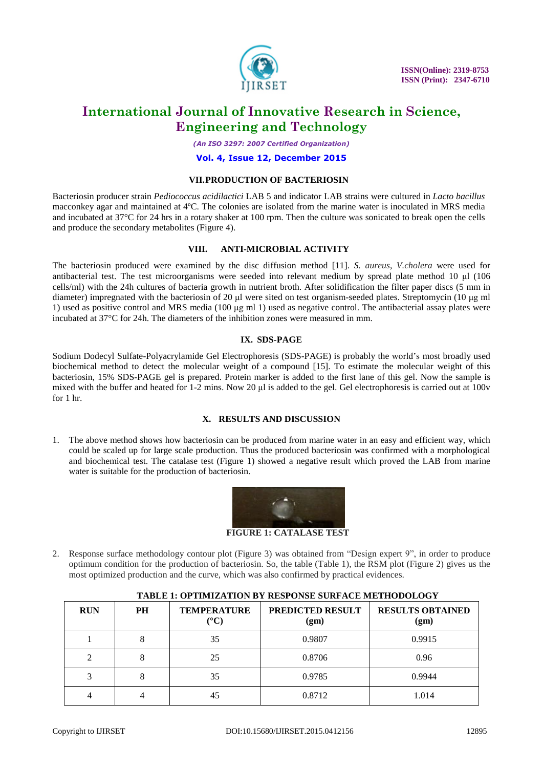### VII. PRODUCTION OF BACTERIOSIN

Bacteriosin producer strain *Pediococcus acidilactici* LAB 5 and indicator LAB strains were cultured in *Lacto bacillus* macconkey agar and maintained at 4ºC. The colonies are isolated from the marine water is inoculated in MRS media and incubated at 37°C for 24 hrs in a rotary shaker at 100 rpm. Then the culture was sonicated to break open the cells and produce the secondary metabolites (Figure 4).

### VIII. ANTI-MICROBIAL ACTIVITY

The bacteriosin produced were examined by the disc diffusion method [11]. *S. aureus*, *V.cholera* were used for antibacterial test. The test microorganisms were seeded into relevant medium by spread plate method 10 μl (106 cells/ml) with the 24h cultures of bacteria growth in nutrient broth. After solidification the filter paper discs (5 mm in diameter) impregnated with the bacteriosin of 20 μl were sited on test organism-seeded plates. Streptomycin (10 μg ml 1) used as positive control and MRS media (100 μg ml 1) used as negative control. The antibacterial assay plates were incubated at 37°C for 24h. The diameters of the inhibition zones were measured in mm.

### IX. SDS-PAGE

Sodium Dodecyl Sulfate-Polyacrylamide Gel Electrophoresis (SDS-PAGE) is probably the world's most broadly used biochemical method to detect the molecular weight of a compound [15]. To estimate the molecular weight of this bacteriosin, 15% SDS-PAGE gel is prepared. Protein marker is added to the first lane of this gel. Now the sample is mixed with the buffer and heated for 1-2 mins. Now 20 μl is added to the gel. Gel electrophoresis is carried out at 100v for 1 hr.

### X. RESULTS AND DISCUSSION

1. The above method shows how bacteriosin can be produced from marine water in an easy and efficient way, which could be scaled up for large scale production. Thus the produced bacteriosin was confirmed with a morphological and biochemical test. The catalase test (Figure 1) showed a negative result which proved the LAB from marine water is suitable for the production of bacteriosin.

**FIGURE 1: CATALASE TEST**

2. Response surface methodology contour plot (Figure 3) was obtained from "Design expert 9", in order to produce optimum condition for the production of bacteriosin. So, the table (Table 1), the RSM plot (Figure 2) gives us the most optimized production and the curve, which was also confirmed by practical evidences.

**TABLE 1: OPTIMIZATION BY RESPONSE SURFACE METHODOLOGY**

| RUN | PH | TEMPERATURE (°C) | PREDICTED RESULT (gm) | RESULTS OBTAINED (gm) |
|---|---|---|---|---|
| 1 | 8 | 35 | 0.9807 | 0.9915 |
| 2 | 8 | 25 | 0.8706 | 0.96 |
| 3 | 8 | 35 | 0.9785 | 0.9944 |
| 4 | 4 | 45 | 0.8712 | 1.014 |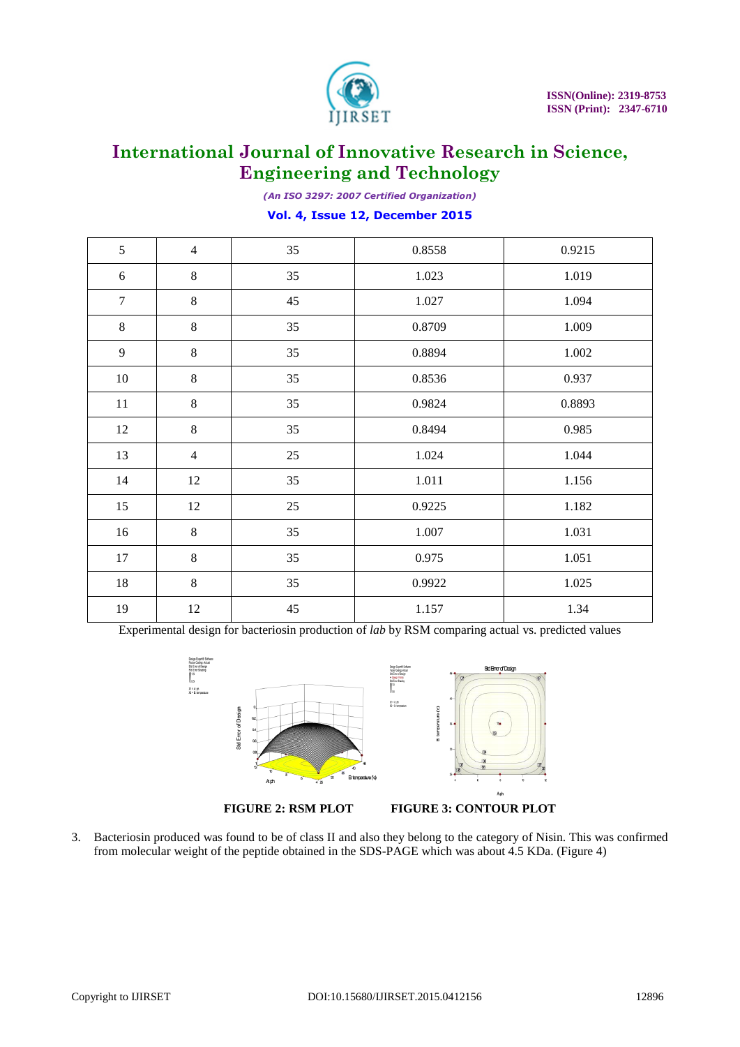| 5 | 4 | 35 | 0.8558 | 0.9215 |
|---|---|---|---|---|
| 6 | 8 | 35 | 1.023 | 1.019 |
| 7 | 8 | 45 | 1.027 | 1.094 |
| 8 | 8 | 35 | 0.8709 | 1.009 |
| 9 | 8 | 35 | 0.8894 | 1.002 |
| 10 | 8 | 35 | 0.8536 | 0.937 |
| 11 | 8 | 35 | 0.9824 | 0.8893 |
| 12 | 8 | 35 | 0.8494 | 0.985 |
| 13 | 4 | 25 | 1.024 | 1.044 |
| 14 | 12 | 35 | 1.011 | 1.156 |
| 15 | 12 | 25 | 0.9225 | 1.182 |
| 16 | 8 | 35 | 1.007 | 1.031 |
| 17 | 8 | 35 | 0.975 | 1.051 |
| 18 | 8 | 35 | 0.9922 | 1.025 |
| 19 | 12 | 45 | 1.157 | 1.34 |

Experimental design for bacteriosin production of *lab* by RSM comparing actual vs. predicted values

**FIGURE 2: RSM PLOT** **FIGURE 3: CONTOUR PLOT**

3. Bacteriosin produced was found to be of class II and also they belong to the category of Nisin. This was confirmed from molecular weight of the peptide obtained in the SDS-PAGE which was about 4.5 KDa. (Figure 4)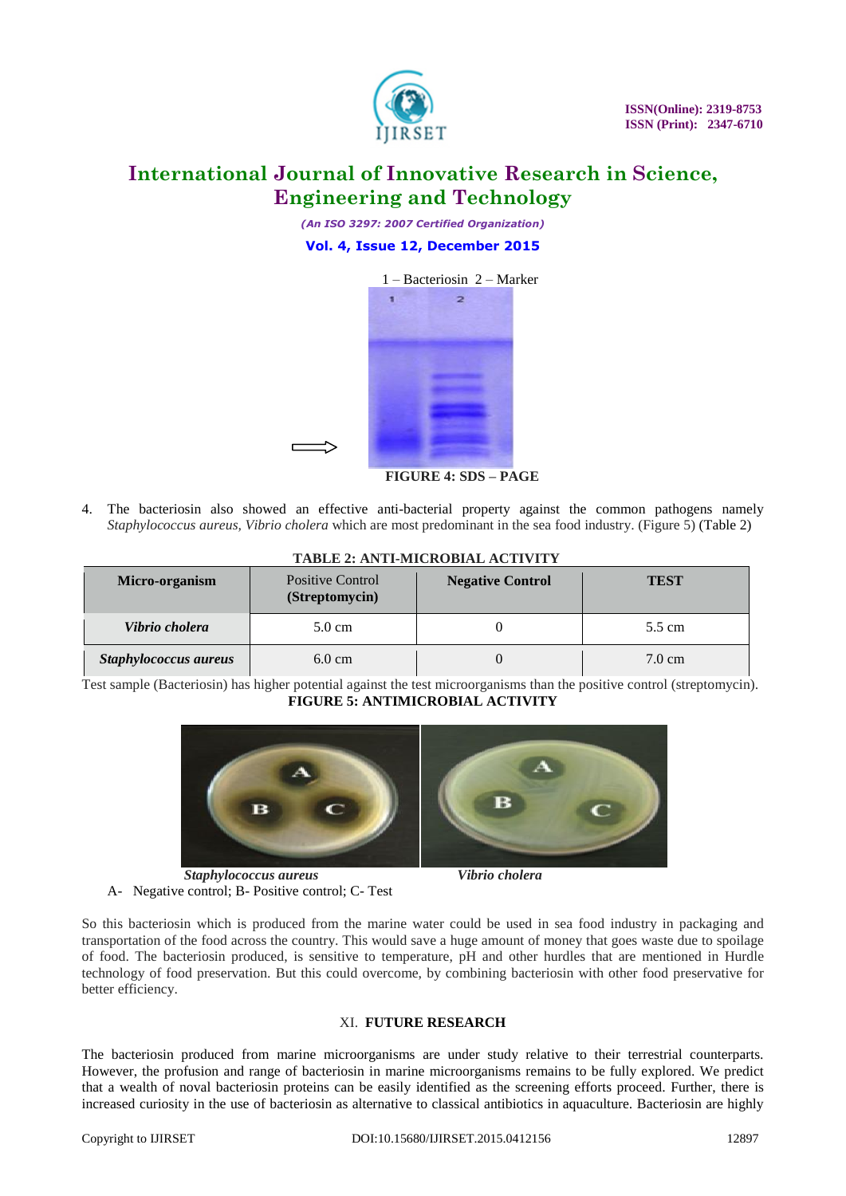1 – Bacteriosin 2 – Marker

**FIGURE 4: SDS – PAGE**

4. The bacteriosin also showed an effective anti-bacterial property against the common pathogens namely *Staphylococcus aureus, Vibrio cholera* which are most predominant in the sea food industry. (Figure 5) (Table 2)

**TABLE 2: ANTI-MICROBIAL ACTIVITY**

| Micro-organism | Positive Control **(Streptomycin)** | Negative Control | TEST |
|---|---|---|---|
| ***Vibrio cholera*** | 5.0 cm | 0 | 5.5 cm |
| ***Staphylococcus aureus*** | 6.0 cm | 0 | 7.0 cm |

Test sample (Bacteriosin) has higher potential against the test microorganisms than the positive control (streptomycin).

**FIGURE 5: ANTIMICROBIAL ACTIVITY**

***Staphylococcus aureus*** *Vibrio cholera*

A- Negative control; B- Positive control; C- Test

So this bacteriosin which is produced from the marine water could be used in sea food industry in packaging and transportation of the food across the country. This would save a huge amount of money that goes waste due to spoilage of food. The bacteriosin produced, is sensitive to temperature, pH and other hurdles that are mentioned in Hurdle technology of food preservation. But this could overcome, by combining bacteriosin with other food preservative for better efficiency.

## XI. FUTURE RESEARCH

The bacteriosin produced from marine microorganisms are under study relative to their terrestrial counterparts. However, the profusion and range of bacteriosin in marine microorganisms remains to be fully explored. We predict that a wealth of noval bacteriosin proteins can be easily identified as the screening efforts proceed. Further, there is increased curiosity in the use of bacteriosin as alternative to classical antibiotics in aquaculture. Bacteriosin are highly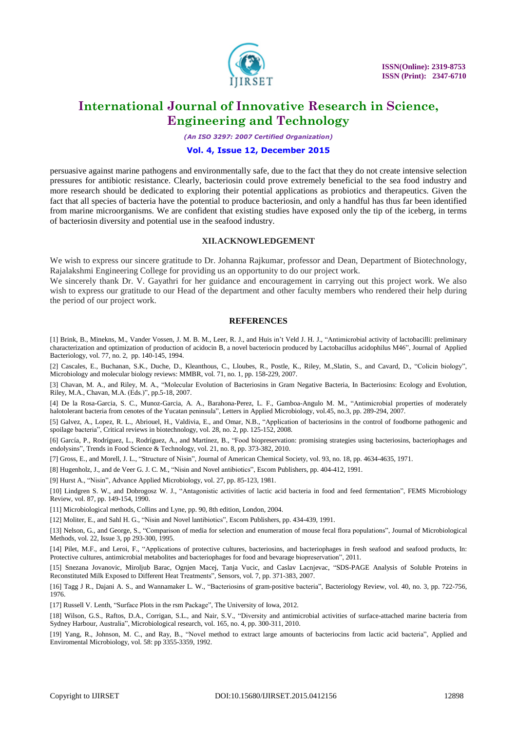persuasive against marine pathogens and environmentally safe, due to the fact that they do not create intensive selection pressures for antibiotic resistance. Clearly, bacteriosin could prove extremely beneficial to the sea food industry and more research should be dedicated to exploring their potential applications as probiotics and therapeutics. Given the fact that all species of bacteria have the potential to produce bacteriosin, and only a handful has thus far been identified from marine microorganisms. We are confident that existing studies have exposed only the tip of the iceberg, in terms of bacteriosin diversity and potential use in the seafood industry.

## XII. ACKNOWLEDGEMENT

We wish to express our sincere gratitude to Dr. Johanna Rajkumar, professor and Dean, Department of Biotechnology, Rajalakshmi Engineering College for providing us an opportunity to do our project work.

We sincerely thank Dr. V. Gayathri for her guidance and encouragement in carrying out this project work. We also wish to express our gratitude to our Head of the department and other faculty members who rendered their help during the period of our project work.

## REFERENCES

[1] Brink, B., Minekns, M., Vander Vossen, J. M. B. M., Leer, R. J., and Huis in't Veld J. H. J., "Antimicrobial activity of lactobacilli: preliminary characterization and optimization of production of acidocin B, a novel bacteriocin produced by Lactobacillus acidophilus M46", Journal of Applied Bacteriology, vol. 77, no. 2, pp. 140-145, 1994.

[2] Cascales, E., Buchanan, S.K., Duche, D., Kleanthous, C., Lloubes, R., Postle, K., Riley, M.,Slatin, S., and Cavard, D., "Colicin biology", Microbiology and molecular biology reviews: MMBR, vol. 71, no. 1, pp. 158-229, 2007.

[3] Chavan, M. A., and Riley, M. A., "Molecular Evolution of Bacteriosins in Gram Negative Bacteria, In Bacteriosins: Ecology and Evolution, Riley, M.A., Chavan, M.A. (Eds.)", pp.5-18, 2007.

[4] De la Rosa-Garcia, S. C., Munoz-Garcia, A. A., Barahona-Perez, L. F., Gamboa-Angulo M. M., "Antimicrobial properties of moderately halotolerant bacteria from cenotes of the Yucatan peninsula", Letters in Applied Microbiology, vol.45, no.3, pp. 289-294, 2007.

[5] Galvez, A., Lopez, R. L., Abriouel, H., Valdivia, E., and Omar, N.B., "Application of bacteriosins in the control of foodborne pathogenic and spoilage bacteria", Critical reviews in biotechnology, vol. 28, no. 2, pp. 125-152, 2008.

[6] García, P., Rodríguez, L., Rodríguez, A., and Martínez, B., "Food biopreservation: promising strategies using bacteriosins, bacteriophages and endolysins", Trends in Food Science & Technology, vol. 21, no. 8, pp. 373-382, 2010.

[7] Gross, E., and Morell, J. L., "Structure of Nisin", Journal of American Chemical Society, vol. 93, no. 18, pp. 4634-4635, 1971.

[8] Hugenholz, J., and de Veer G. J. C. M., "Nisin and Novel antibiotics", Escom Publishers, pp. 404-412, 1991.

[9] Hurst A., "Nisin", Advance Applied Microbiology, vol. 27, pp. 85-123, 1981.

[10] Lindgren S. W., and Dobrogosz W. J., "Antagonistic activities of lactic acid bacteria in food and feed fermentation", FEMS Microbiology Review, vol. 87, pp. 149-154, 1990.

[11] Microbiological methods, Collins and Lyne, pp. 90, 8th edition, London, 2004.

[12] Moliter, E., and Sahl H. G., "Nisin and Novel lantibiotics", Escom Publishers, pp. 434-439, 1991.

[13] Nelson, G., and George, S., "Comparison of media for selection and enumeration of mouse fecal flora populations", Journal of Microbiological Methods, vol. 22, Issue 3, pp 293-300, 1995.

[14] Pilet, M.F., and Leroi, F., "Applications of protective cultures, bacteriosins, and bacteriophages in fresh seafood and seafood products, In: Protective cultures, antimicrobial metabolites and bacteriophages for food and bevarage biopreservation", 2011.

[15] Snezana Jovanovic, Miroljub Barac, Ognjen Macej, Tanja Vucic, and Caslav Lacnjevac, "SDS-PAGE Analysis of Soluble Proteins in Reconstituted Milk Exposed to Different Heat Treatments", Sensors, vol. 7, pp. 371-383, 2007.

[16] Tagg J R., Dajani A. S., and Wannamaker L. W., "Bacteriosins of gram-positive bacteria", Bacteriology Review, vol. 40, no. 3, pp. 722-756, 1976.

[17] Russell V. Lenth, "Surface Plots in the rsm Package", The University of Iowa, 2012.

[18] Wilson, G.S., Raftos, D.A., Corrigan, S.L., and Nair, S.V., "Diversity and antimicrobial activities of surface-attached marine bacteria from Sydney Harbour, Australia", Microbiological research, vol. 165, no. 4, pp. 300-311, 2010.

[19] Yang, R., Johnson, M. C., and Ray, B., "Novel method to extract large amounts of bacteriocins from lactic acid bacteria", Applied and Enviromental Microbiology, vol. 58: pp 3355-3359, 1992.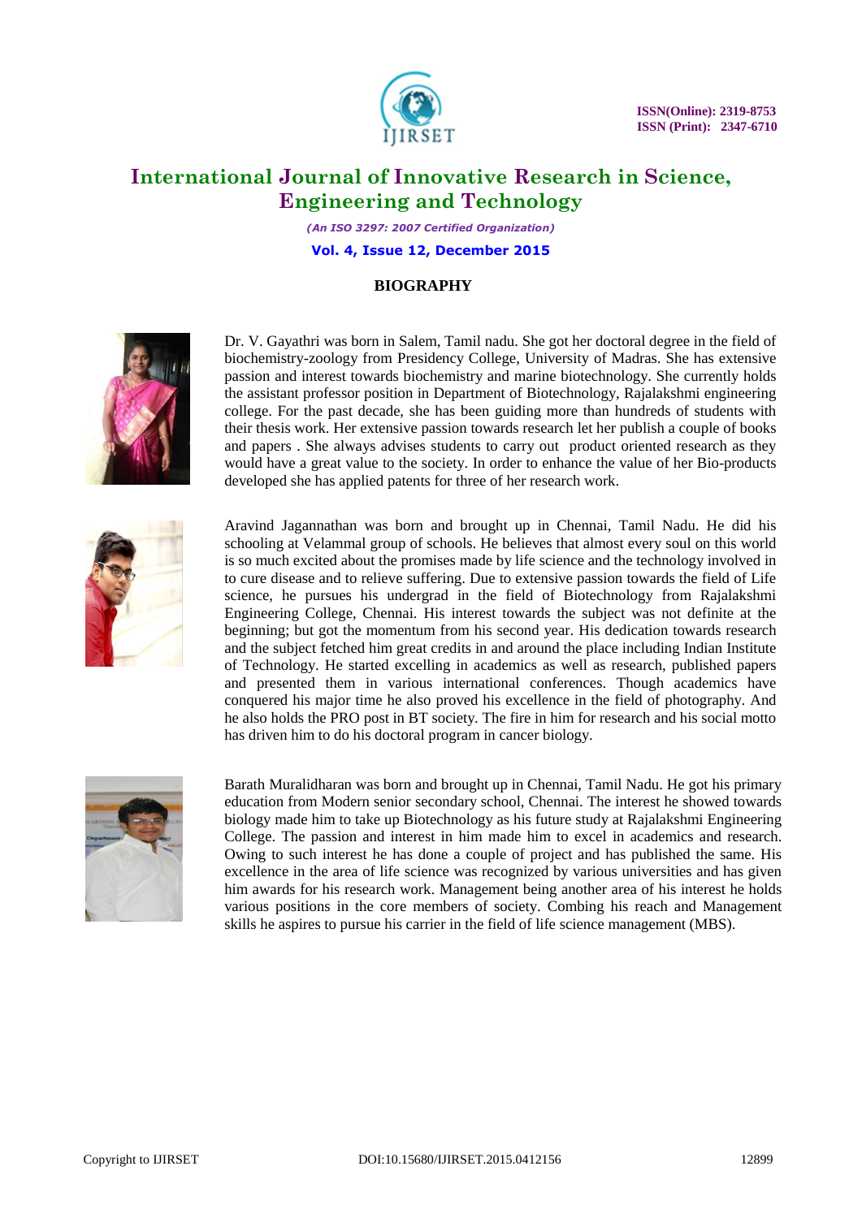## BIOGRAPHY

Dr. V. Gayathri was born in Salem, Tamil nadu. She got her doctoral degree in the field of biochemistry-zoology from Presidency College, University of Madras. She has extensive passion and interest towards biochemistry and marine biotechnology. She currently holds the assistant professor position in Department of Biotechnology, Rajalakshmi engineering college. For the past decade, she has been guiding more than hundreds of students with their thesis work. Her extensive passion towards research let her publish a couple of books and papers . She always advises students to carry out product oriented research as they would have a great value to the society. In order to enhance the value of her Bio-products developed she has applied patents for three of her research work.

Aravind Jagannathan was born and brought up in Chennai, Tamil Nadu. He did his schooling at Velammal group of schools. He believes that almost every soul on this world is so much excited about the promises made by life science and the technology involved in to cure disease and to relieve suffering. Due to extensive passion towards the field of Life science, he pursues his undergrad in the field of Biotechnology from Rajalakshmi Engineering College, Chennai. His interest towards the subject was not definite at the beginning; but got the momentum from his second year. His dedication towards research and the subject fetched him great credits in and around the place including Indian Institute of Technology. He started excelling in academics as well as research, published papers and presented them in various international conferences. Though academics have conquered his major time he also proved his excellence in the field of photography. And he also holds the PRO post in BT society. The fire in him for research and his social motto has driven him to do his doctoral program in cancer biology.

Barath Muralidharan was born and brought up in Chennai, Tamil Nadu. He got his primary education from Modern senior secondary school, Chennai. The interest he showed towards biology made him to take up Biotechnology as his future study at Rajalakshmi Engineering College. The passion and interest in him made him to excel in academics and research. Owing to such interest he has done a couple of project and has published the same. His excellence in the area of life science was recognized by various universities and has given him awards for his research work. Management being another area of his interest he holds various positions in the core members of society. Combing his reach and Management skills he aspires to pursue his carrier in the field of life science management (MBS).